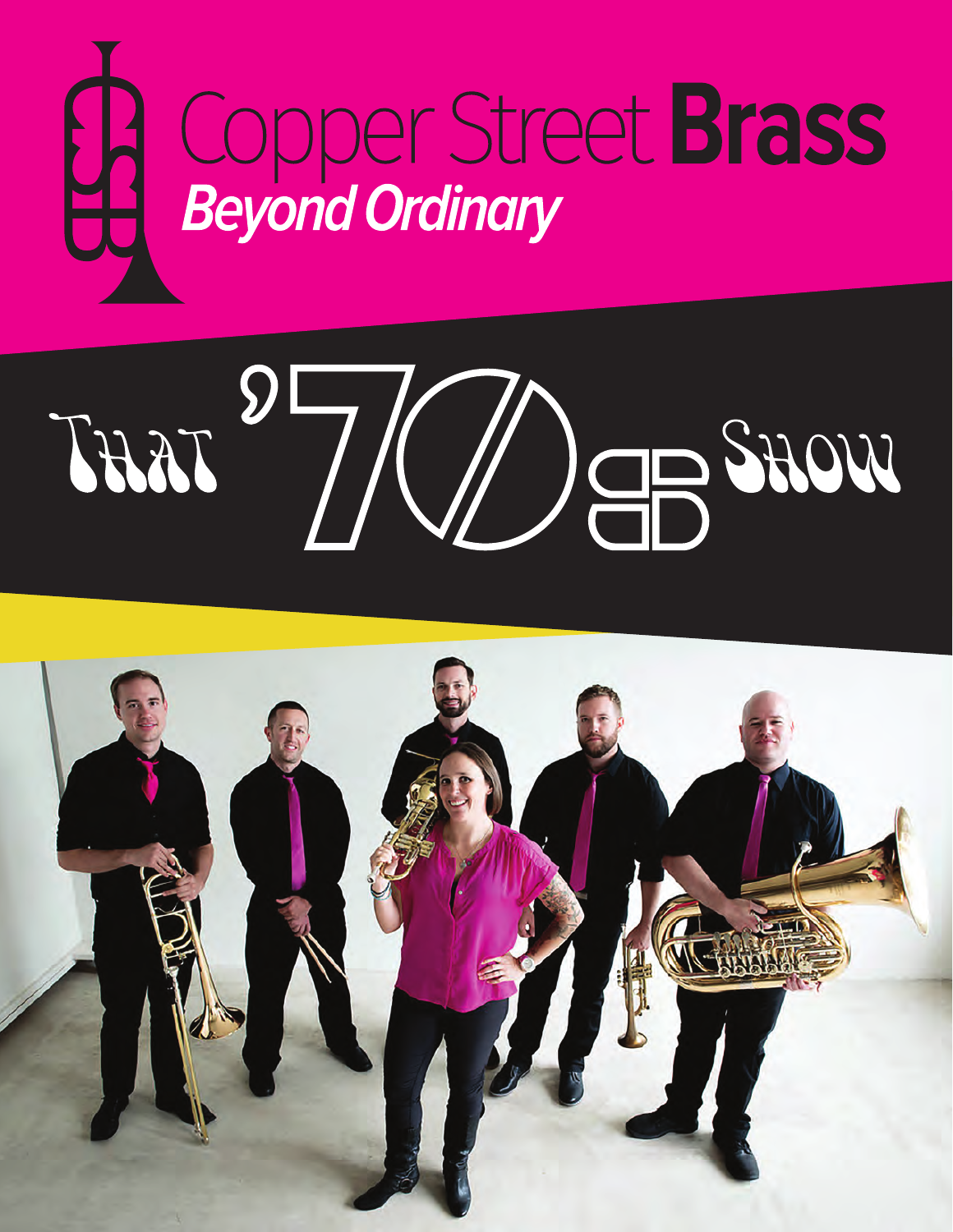# Copper Street **Brass**

***Beyond Ordinary***

## That '70s Show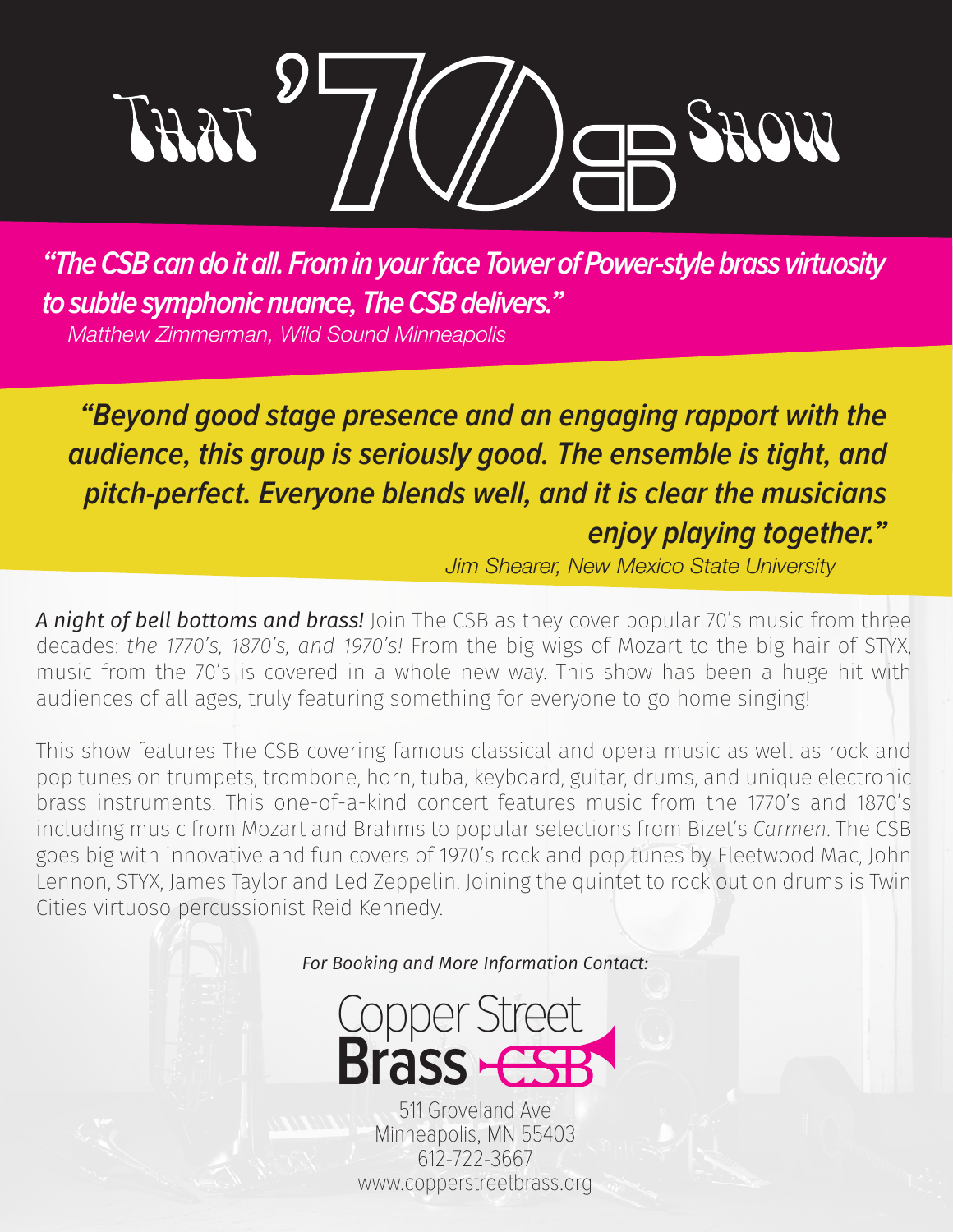# That '70s Show

***"The CSB can do it all. From in your face Tower of Power-style brass virtuosity to subtle symphonic nuance, The CSB delivers."***

*Matthew Zimmerman, Wild Sound Minneapolis*

***"Beyond good stage presence and an engaging rapport with the audience, this group is seriously good. The ensemble is tight, and pitch-perfect. Everyone blends well, and it is clear the musicians enjoy playing together."***

*Jim Shearer, New Mexico State University*

*A night of bell bottoms and brass!* Join The CSB as they cover popular 70's music from three decades: *the 1770's, 1870's, and 1970's!* From the big wigs of Mozart to the big hair of STYX, music from the 70's is covered in a whole new way. This show has been a huge hit with audiences of all ages, truly featuring something for everyone to go home singing!

This show features The CSB covering famous classical and opera music as well as rock and pop tunes on trumpets, trombone, horn, tuba, keyboard, guitar, drums, and unique electronic brass instruments. This one-of-a-kind concert features music from the 1770's and 1870's including music from Mozart and Brahms to popular selections from Bizet's *Carmen*. The CSB goes big with innovative and fun covers of 1970's rock and pop tunes by Fleetwood Mac, John Lennon, STYX, James Taylor and Led Zeppelin. Joining the quintet to rock out on drums is Twin Cities virtuoso percussionist Reid Kennedy.

*For Booking and More Information Contact:*

Copper Street **Brass** CSB

511 Groveland Ave
Minneapolis, MN 55403
612-722-3667
www.copperstreetbrass.org